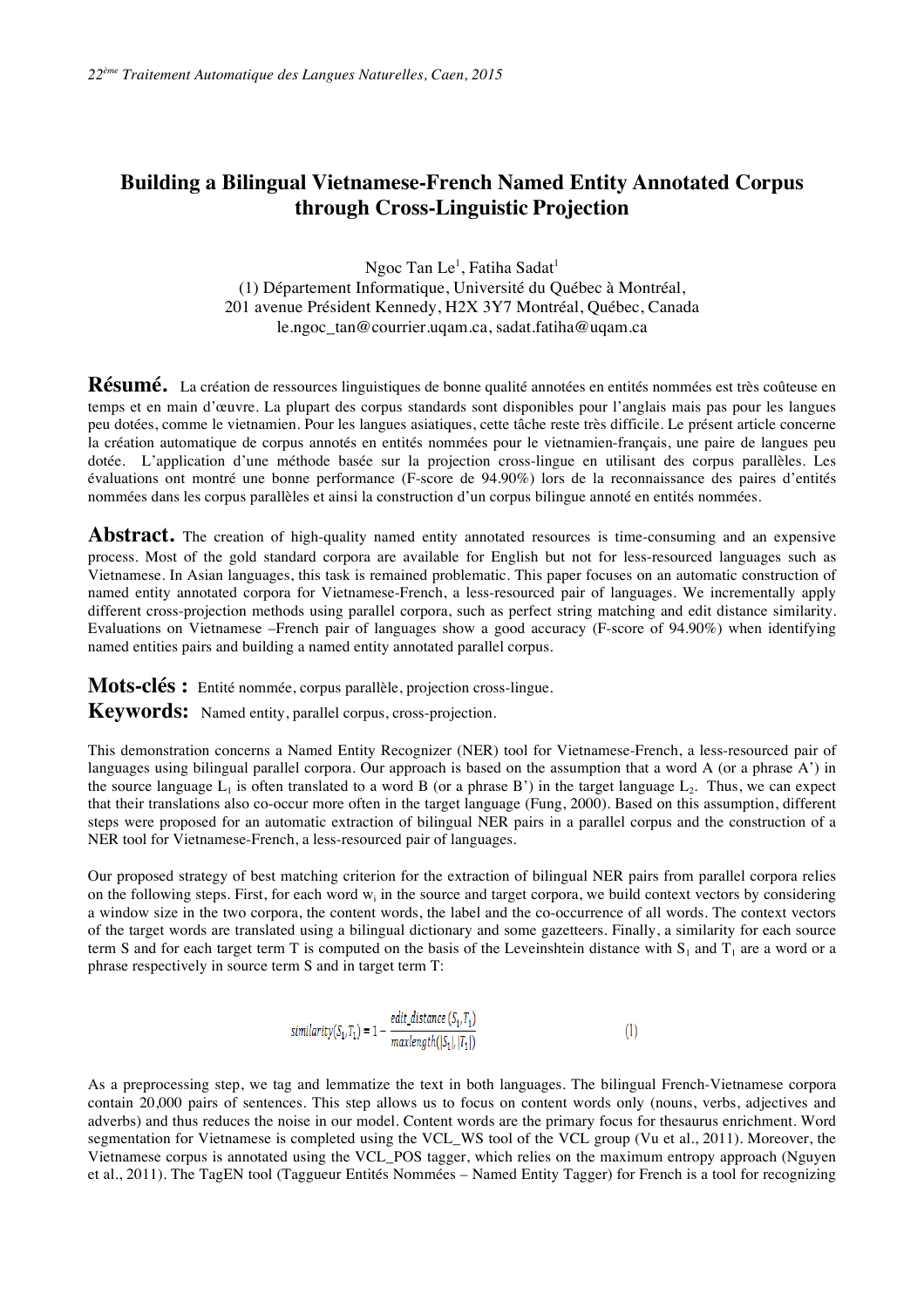# Building a Bilingual Vietnamese-French Named Entity Annotated Corpus through Cross-Linguistic Projection

Ngoc Tan Le[1], Fatiha Sadat[1]

(1) Département Informatique, Université du Québec à Montréal, 201 avenue Président Kennedy, H2X 3Y7 Montréal, Québec, Canada

le.ngoc_tan@courrier.uqam.ca, sadat.fatiha@uqam.ca

**Résumé.** La création de ressources linguistiques de bonne qualité annotées en entités nommées est très coûteuse en temps et en main d'œuvre. La plupart des corpus standards sont disponibles pour l'anglais mais pas pour les langues peu dotées, comme le vietnamien. Pour les langues asiatiques, cette tâche reste très difficile. Le présent article concerne la création automatique de corpus annotés en entités nommées pour le vietnamien-français, une paire de langues peu dotée. L'application d'une méthode basée sur la projection cross-lingue en utilisant des corpus parallèles. Les évaluations ont montré une bonne performance (F-score de 94.90%) lors de la reconnaissance des paires d'entités nommées dans les corpus parallèles et ainsi la construction d'un corpus bilingue annoté en entités nommées.

**Abstract.** The creation of high-quality named entity annotated resources is time-consuming and an expensive process. Most of the gold standard corpora are available for English but not for less-resourced languages such as Vietnamese. In Asian languages, this task is remained problematic. This paper focuses on an automatic construction of named entity annotated corpora for Vietnamese-French, a less-resourced pair of languages. We incrementally apply different cross-projection methods using parallel corpora, such as perfect string matching and edit distance similarity. Evaluations on Vietnamese –French pair of languages show a good accuracy (F-score of 94.90%) when identifying named entities pairs and building a named entity annotated parallel corpus.

**Mots-clés :** Entité nommée, corpus parallèle, projection cross-lingue.

**Keywords:** Named entity, parallel corpus, cross-projection.

This demonstration concerns a Named Entity Recognizer (NER) tool for Vietnamese-French, a less-resourced pair of languages using bilingual parallel corpora. Our approach is based on the assumption that a word A (or a phrase A') in the source language $L_1$ is often translated to a word B (or a phrase B') in the target language $L_2$. Thus, we can expect that their translations also co-occur more often in the target language (Fung, 2000). Based on this assumption, different steps were proposed for an automatic extraction of bilingual NER pairs in a parallel corpus and the construction of a NER tool for Vietnamese-French, a less-resourced pair of languages.

Our proposed strategy of best matching criterion for the extraction of bilingual NER pairs from parallel corpora relies on the following steps. First, for each word $w_i$ in the source and target corpora, we build context vectors by considering a window size in the two corpora, the content words, the label and the co-occurrence of all words. The context vectors of the target words are translated using a bilingual dictionary and some gazetteers. Finally, a similarity for each source term S and for each target term T is computed on the basis of the Leveinshtein distance with $S_1$ and $T_1$ are a word or a phrase respectively in source term S and in target term T:

$$similarity(S_1, T_1) = 1 - \frac{edit\_distance(S_1, T_1)}{maxlength(|S_1|, |T_1|)} \quad (1)$$

As a preprocessing step, we tag and lemmatize the text in both languages. The bilingual French-Vietnamese corpora contain 20,000 pairs of sentences. This step allows us to focus on content words only (nouns, verbs, adjectives and adverbs) and thus reduces the noise in our model. Content words are the primary focus for thesaurus enrichment. Word segmentation for Vietnamese is completed using the VCL_WS tool of the VCL group (Vu et al., 2011). Moreover, the Vietnamese corpus is annotated using the VCL_POS tagger, which relies on the maximum entropy approach (Nguyen et al., 2011). The TagEN tool (Taggueur Entités Nommées – Named Entity Tagger) for French is a tool for recognizing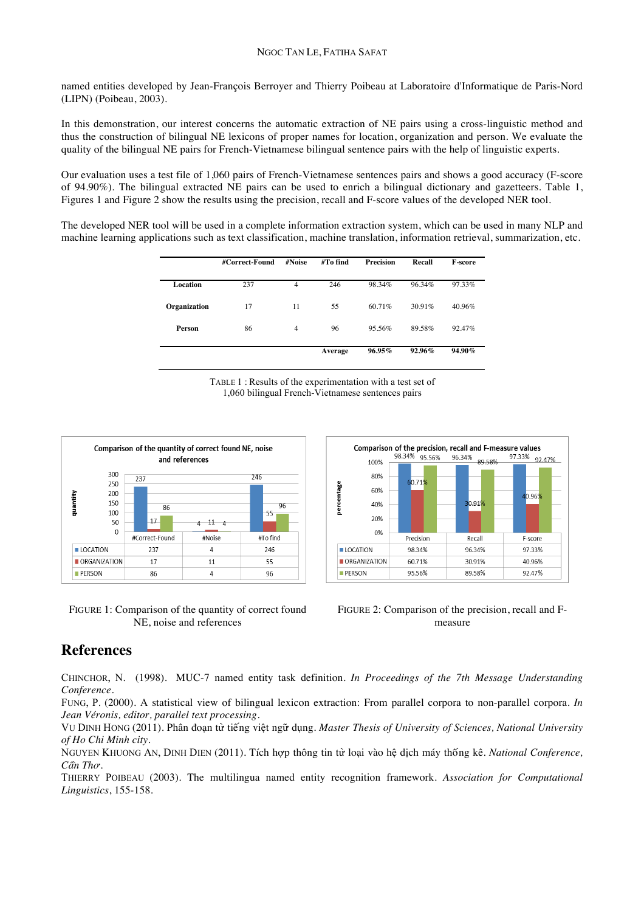named entities developed by Jean-François Berroyer and Thierry Poibeau at Laboratoire d'Informatique de Paris-Nord (LIPN) (Poibeau, 2003).

In this demonstration, our interest concerns the automatic extraction of NE pairs using a cross-linguistic method and thus the construction of bilingual NE lexicons of proper names for location, organization and person. We evaluate the quality of the bilingual NE pairs for French-Vietnamese bilingual sentence pairs with the help of linguistic experts.

Our evaluation uses a test file of 1,060 pairs of French-Vietnamese sentences pairs and shows a good accuracy (F-score of 94.90%). The bilingual extracted NE pairs can be used to enrich a bilingual dictionary and gazetteers. Table 1, Figures 1 and Figure 2 show the results using the precision, recall and F-score values of the developed NER tool.

The developed NER tool will be used in a complete information extraction system, which can be used in many NLP and machine learning applications such as text classification, machine translation, information retrieval, summarization, etc.

| | #Correct-Found | #Noise | #To find | Precision | Recall | F-score |
|---|---|---|---|---|---|---|
| **Location** | 237 | 4 | 246 | 98.34% | 96.34% | 97.33% |
| **Organization** | 17 | 11 | 55 | 60.71% | 30.91% | 40.96% |
| **Person** | 86 | 4 | 96 | 95.56% | 89.58% | 92.47% |
| | | | **Average** | **96.95%** | **92.96%** | **94.90%** |

TABLE 1 : Results of the experimentation with a test set of 1,060 bilingual French-Vietnamese sentences pairs

Comparison of the quantity of correct found NE, noise and references

quantity

300
250
200
150
100
50
0

237 17 86 4 11 4 246 55 96

#Correct-Found #Noise #To find

LOCATION 237 4 246
ORGANIZATION 17 11 55
PERSON 86 4 96

FIGURE 1: Comparison of the quantity of correct found NE, noise and references

Comparison of the precision, recall and F-measure values

percentage

100%
80%
60%
40%
20%
0%

98.34% 60.71% 95.56% 96.34% 30.91% 89.58% 97.33% 40.96% 92.47%

Precision Recall F-score

LOCATION 98.34% 96.34% 97.33%
ORGANIZATION 60.71% 30.91% 40.96%
PERSON 95.56% 89.58% 92.47%

FIGURE 2: Comparison of the precision, recall and F-measure

# References

CHINCHOR, N. (1998). MUC-7 named entity task definition. *In Proceedings of the 7th Message Understanding Conference*.

FUNG, P. (2000). A statistical view of bilingual lexicon extraction: From parallel corpora to non-parallel corpora. *In Jean Véronis, editor, parallel text processing*.

VU DINH HONG (2011). Phân đoạn từ tiếng việt ngữ dụng. *Master Thesis of University of Sciences, National University of Ho Chi Minh city*.

NGUYEN KHUONG AN, DINH DIEN (2011). Tích hợp thông tin từ loại vào hệ dịch máy thống kê. *National Conference, Cần Thơ*.

THIERRY POIBEAU (2003). The multilingua named entity recognition framework. *Association for Computational Linguistics*, 155-158.